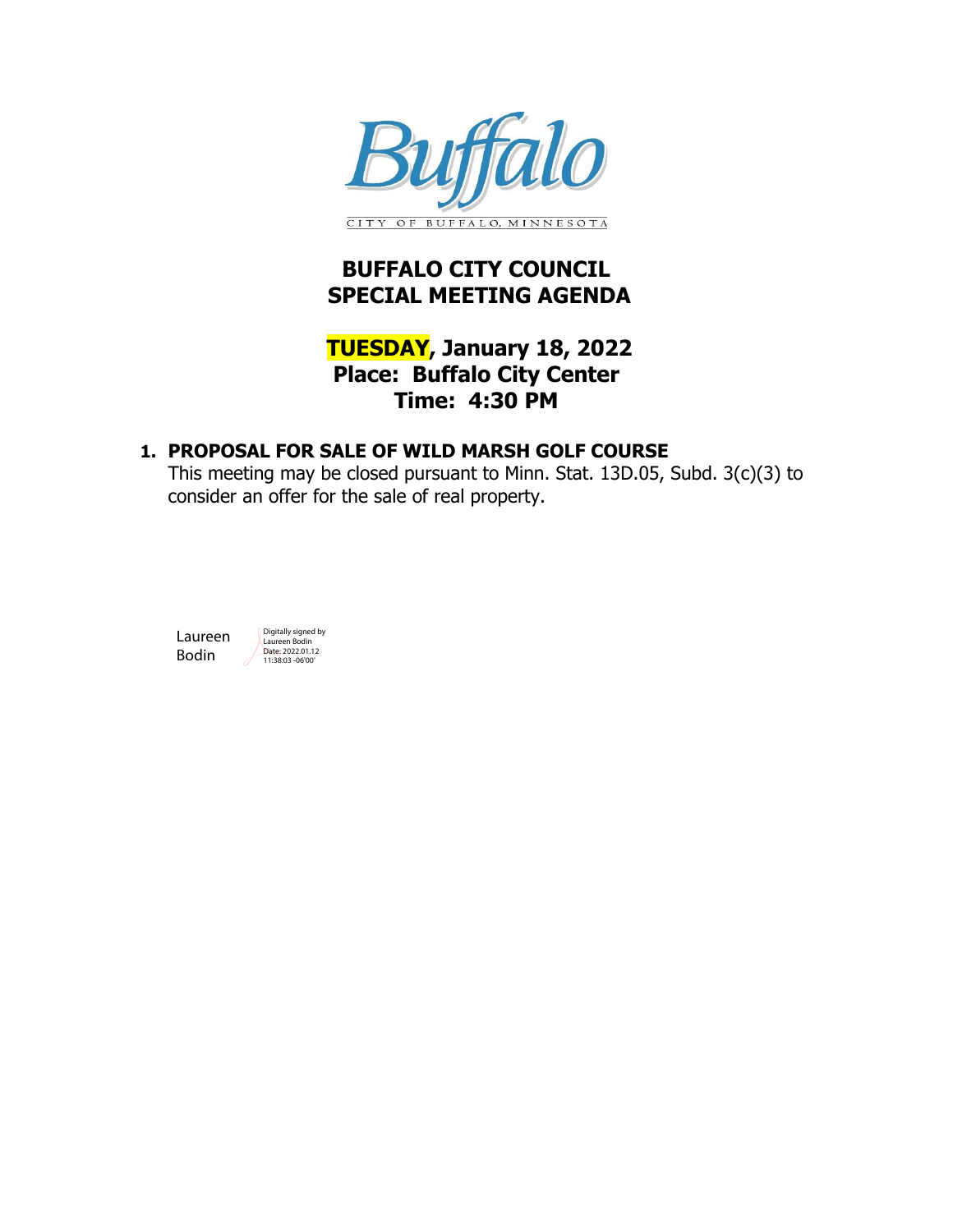Buffalo

CITY OF BUFFALO, MINNESOTA

# BUFFALO CITY COUNCIL SPECIAL MEETING AGENDA

## TUESDAY, January 18, 2022
## Place: Buffalo City Center
## Time: 4:30 PM

**1. PROPOSAL FOR SALE OF WILD MARSH GOLF COURSE**

This meeting may be closed pursuant to Minn. Stat. 13D.05, Subd. 3(c)(3) to consider an offer for the sale of real property.

Laureen Bodin

Digitally signed by Laureen Bodin
Date: 2022.01.12 11:38:03 -06'00'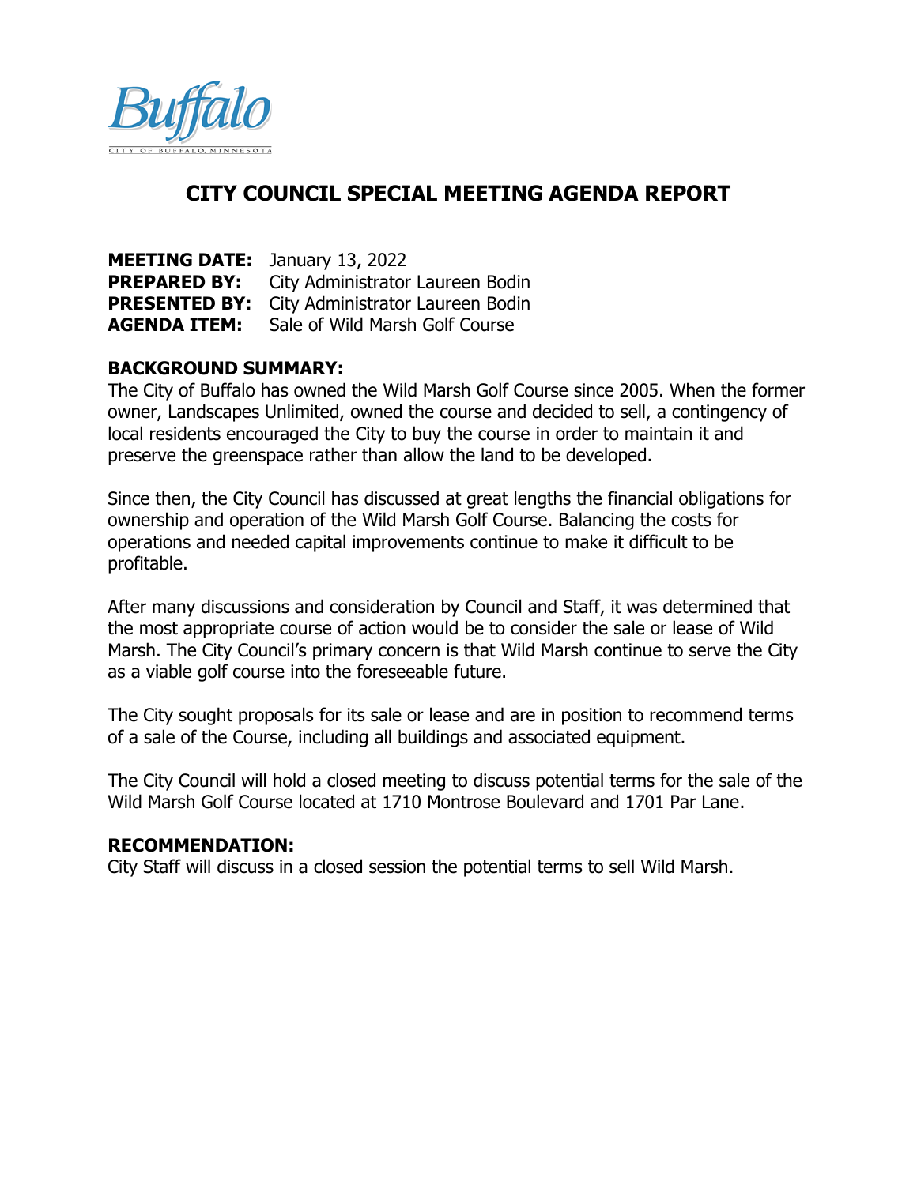Buffalo

CITY OF BUFFALO, MINNESOTA

# CITY COUNCIL SPECIAL MEETING AGENDA REPORT

**MEETING DATE:** January 13, 2022
**PREPARED BY:** City Administrator Laureen Bodin
**PRESENTED BY:** City Administrator Laureen Bodin
**AGENDA ITEM:** Sale of Wild Marsh Golf Course

## BACKGROUND SUMMARY:

The City of Buffalo has owned the Wild Marsh Golf Course since 2005. When the former owner, Landscapes Unlimited, owned the course and decided to sell, a contingency of local residents encouraged the City to buy the course in order to maintain it and preserve the greenspace rather than allow the land to be developed.

Since then, the City Council has discussed at great lengths the financial obligations for ownership and operation of the Wild Marsh Golf Course. Balancing the costs for operations and needed capital improvements continue to make it difficult to be profitable.

After many discussions and consideration by Council and Staff, it was determined that the most appropriate course of action would be to consider the sale or lease of Wild Marsh. The City Council's primary concern is that Wild Marsh continue to serve the City as a viable golf course into the foreseeable future.

The City sought proposals for its sale or lease and are in position to recommend terms of a sale of the Course, including all buildings and associated equipment.

The City Council will hold a closed meeting to discuss potential terms for the sale of the Wild Marsh Golf Course located at 1710 Montrose Boulevard and 1701 Par Lane.

## RECOMMENDATION:

City Staff will discuss in a closed session the potential terms to sell Wild Marsh.